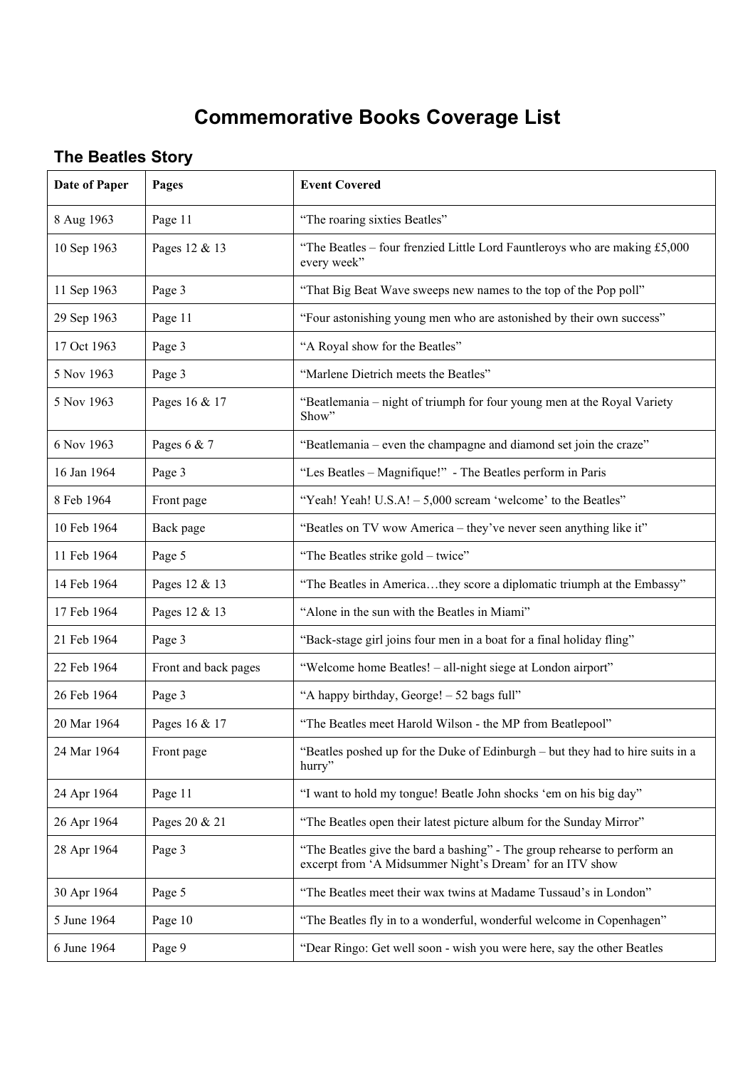# Commemorative Books Coverage List

## The Beatles Story

| Date of Paper | Pages | Event Covered |
|---|---|---|
| 8 Aug 1963 | Page 11 | "The roaring sixties Beatles" |
| 10 Sep 1963 | Pages 12 & 13 | "The Beatles – four frenzied Little Lord Fauntleroys who are making £5,000 every week" |
| 11 Sep 1963 | Page 3 | "That Big Beat Wave sweeps new names to the top of the Pop poll" |
| 29 Sep 1963 | Page 11 | "Four astonishing young men who are astonished by their own success" |
| 17 Oct 1963 | Page 3 | "A Royal show for the Beatles" |
| 5 Nov 1963 | Page 3 | "Marlene Dietrich meets the Beatles" |
| 5 Nov 1963 | Pages 16 & 17 | "Beatlemania – night of triumph for four young men at the Royal Variety Show" |
| 6 Nov 1963 | Pages 6 & 7 | "Beatlemania – even the champagne and diamond set join the craze" |
| 16 Jan 1964 | Page 3 | "Les Beatles – Magnifique!" - The Beatles perform in Paris |
| 8 Feb 1964 | Front page | "Yeah! Yeah! U.S.A! – 5,000 scream 'welcome' to the Beatles" |
| 10 Feb 1964 | Back page | "Beatles on TV wow America – they've never seen anything like it" |
| 11 Feb 1964 | Page 5 | "The Beatles strike gold – twice" |
| 14 Feb 1964 | Pages 12 & 13 | "The Beatles in America…they score a diplomatic triumph at the Embassy" |
| 17 Feb 1964 | Pages 12 & 13 | "Alone in the sun with the Beatles in Miami" |
| 21 Feb 1964 | Page 3 | "Back-stage girl joins four men in a boat for a final holiday fling" |
| 22 Feb 1964 | Front and back pages | "Welcome home Beatles! – all-night siege at London airport" |
| 26 Feb 1964 | Page 3 | "A happy birthday, George! – 52 bags full" |
| 20 Mar 1964 | Pages 16 & 17 | "The Beatles meet Harold Wilson - the MP from Beatlepool" |
| 24 Mar 1964 | Front page | "Beatles poshed up for the Duke of Edinburgh – but they had to hire suits in a hurry" |
| 24 Apr 1964 | Page 11 | "I want to hold my tongue! Beatle John shocks 'em on his big day" |
| 26 Apr 1964 | Pages 20 & 21 | "The Beatles open their latest picture album for the Sunday Mirror" |
| 28 Apr 1964 | Page 3 | "The Beatles give the bard a bashing" - The group rehearse to perform an excerpt from 'A Midsummer Night's Dream' for an ITV show |
| 30 Apr 1964 | Page 5 | "The Beatles meet their wax twins at Madame Tussaud's in London" |
| 5 June 1964 | Page 10 | "The Beatles fly in to a wonderful, wonderful welcome in Copenhagen" |
| 6 June 1964 | Page 9 | "Dear Ringo: Get well soon - wish you were here, say the other Beatles |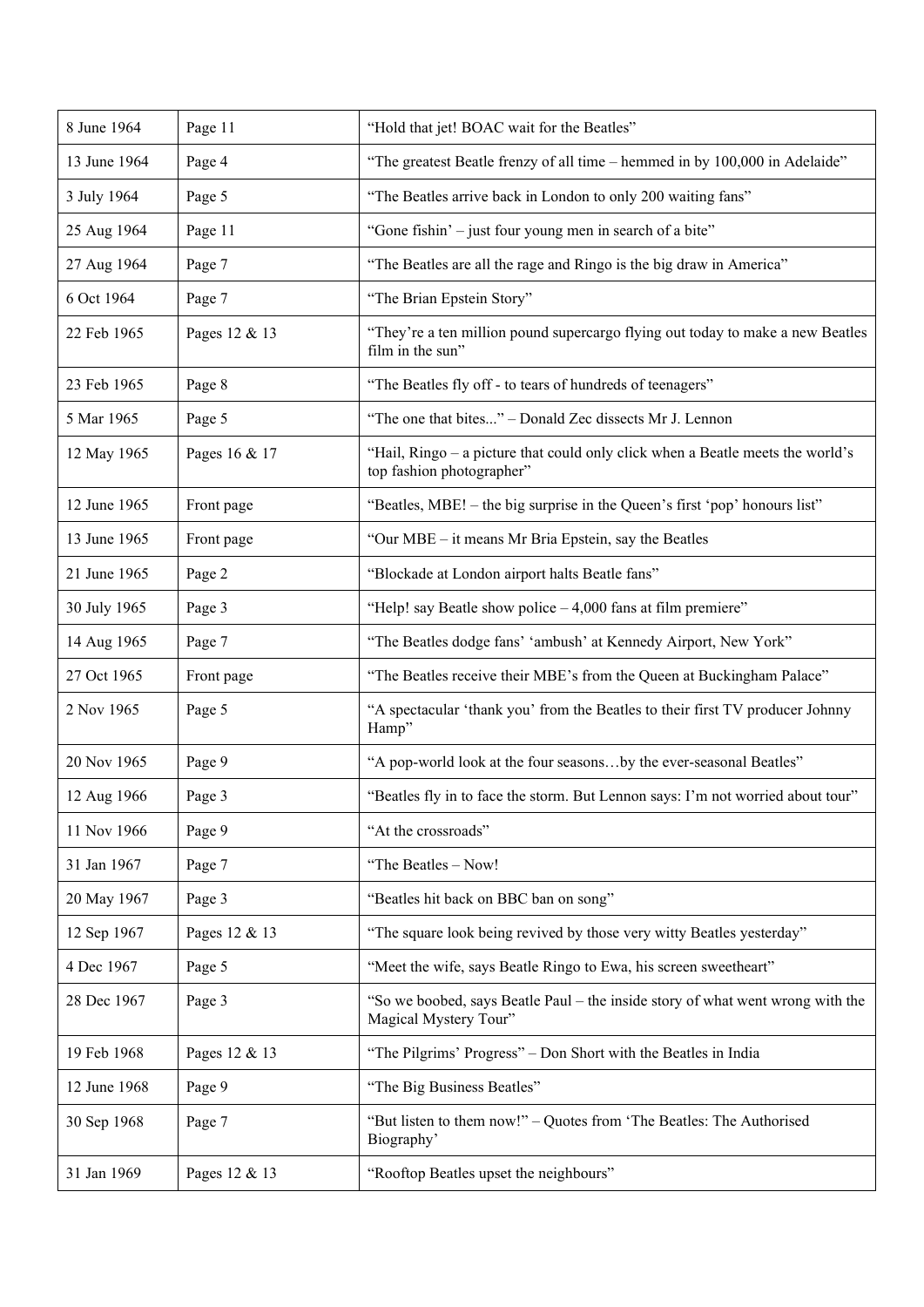| | | |
|---|---|---|
| 8 June 1964 | Page 11 | "Hold that jet! BOAC wait for the Beatles" |
| 13 June 1964 | Page 4 | "The greatest Beatle frenzy of all time – hemmed in by 100,000 in Adelaide" |
| 3 July 1964 | Page 5 | "The Beatles arrive back in London to only 200 waiting fans" |
| 25 Aug 1964 | Page 11 | "Gone fishin' – just four young men in search of a bite" |
| 27 Aug 1964 | Page 7 | "The Beatles are all the rage and Ringo is the big draw in America" |
| 6 Oct 1964 | Page 7 | "The Brian Epstein Story" |
| 22 Feb 1965 | Pages 12 & 13 | "They're a ten million pound supercargo flying out today to make a new Beatles film in the sun" |
| 23 Feb 1965 | Page 8 | "The Beatles fly off - to tears of hundreds of teenagers" |
| 5 Mar 1965 | Page 5 | "The one that bites..." – Donald Zec dissects Mr J. Lennon |
| 12 May 1965 | Pages 16 & 17 | "Hail, Ringo – a picture that could only click when a Beatle meets the world's top fashion photographer" |
| 12 June 1965 | Front page | "Beatles, MBE! – the big surprise in the Queen's first 'pop' honours list" |
| 13 June 1965 | Front page | "Our MBE – it means Mr Bria Epstein, say the Beatles |
| 21 June 1965 | Page 2 | "Blockade at London airport halts Beatle fans" |
| 30 July 1965 | Page 3 | "Help! say Beatle show police – 4,000 fans at film premiere" |
| 14 Aug 1965 | Page 7 | "The Beatles dodge fans' 'ambush' at Kennedy Airport, New York" |
| 27 Oct 1965 | Front page | "The Beatles receive their MBE's from the Queen at Buckingham Palace" |
| 2 Nov 1965 | Page 5 | "A spectacular 'thank you' from the Beatles to their first TV producer Johnny Hamp" |
| 20 Nov 1965 | Page 9 | "A pop-world look at the four seasons…by the ever-seasonal Beatles" |
| 12 Aug 1966 | Page 3 | "Beatles fly in to face the storm. But Lennon says: I'm not worried about tour" |
| 11 Nov 1966 | Page 9 | "At the crossroads" |
| 31 Jan 1967 | Page 7 | "The Beatles – Now! |
| 20 May 1967 | Page 3 | "Beatles hit back on BBC ban on song" |
| 12 Sep 1967 | Pages 12 & 13 | "The square look being revived by those very witty Beatles yesterday" |
| 4 Dec 1967 | Page 5 | "Meet the wife, says Beatle Ringo to Ewa, his screen sweetheart" |
| 28 Dec 1967 | Page 3 | "So we boobed, says Beatle Paul – the inside story of what went wrong with the Magical Mystery Tour" |
| 19 Feb 1968 | Pages 12 & 13 | "The Pilgrims' Progress" – Don Short with the Beatles in India |
| 12 June 1968 | Page 9 | "The Big Business Beatles" |
| 30 Sep 1968 | Page 7 | "But listen to them now!" – Quotes from 'The Beatles: The Authorised Biography' |
| 31 Jan 1969 | Pages 12 & 13 | "Rooftop Beatles upset the neighbours" |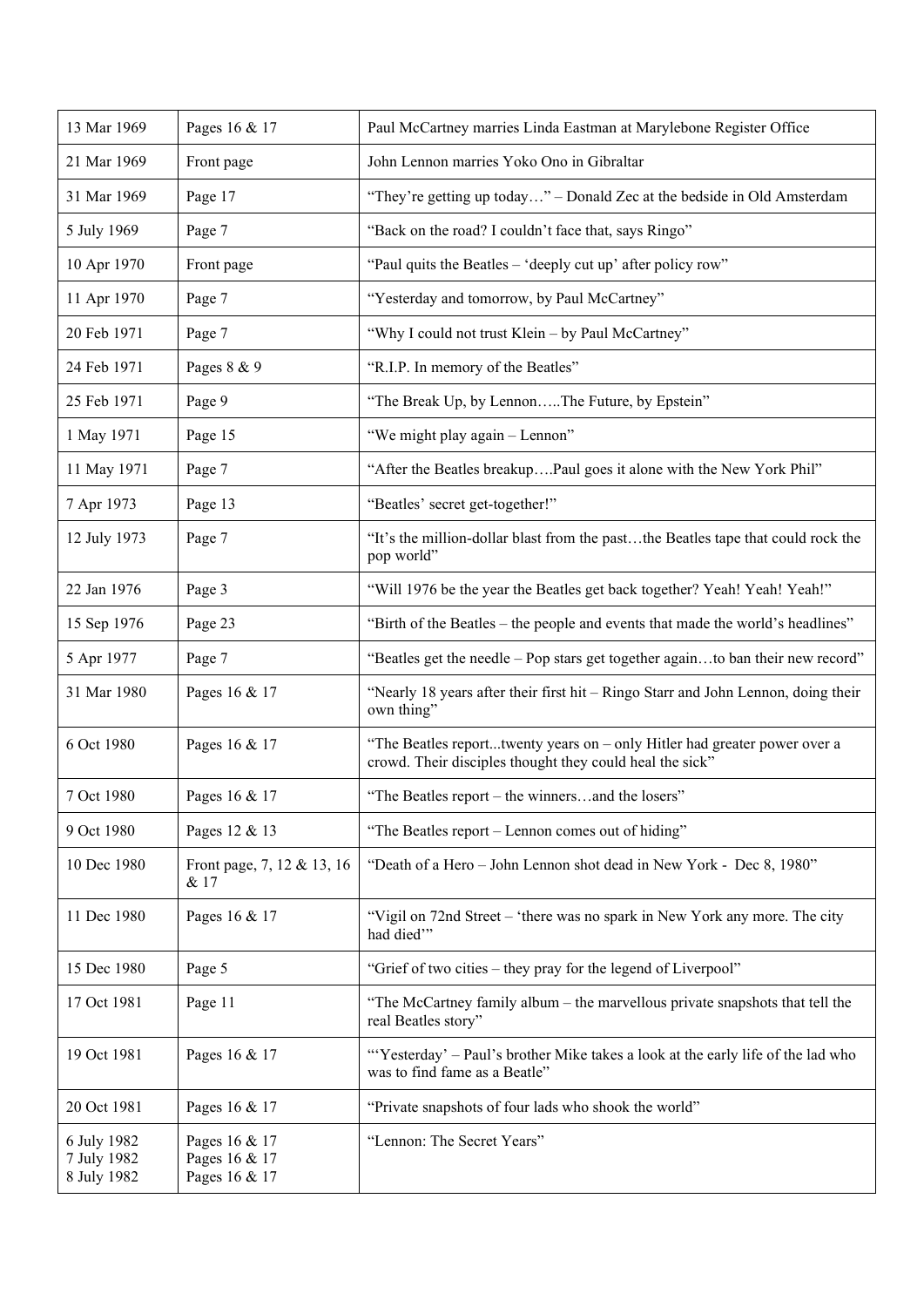| | | |
|---|---|---|
| 13 Mar 1969 | Pages 16 & 17 | Paul McCartney marries Linda Eastman at Marylebone Register Office |
| 21 Mar 1969 | Front page | John Lennon marries Yoko Ono in Gibraltar |
| 31 Mar 1969 | Page 17 | "They're getting up today…" – Donald Zec at the bedside in Old Amsterdam |
| 5 July 1969 | Page 7 | "Back on the road? I couldn't face that, says Ringo" |
| 10 Apr 1970 | Front page | "Paul quits the Beatles – 'deeply cut up' after policy row" |
| 11 Apr 1970 | Page 7 | "Yesterday and tomorrow, by Paul McCartney" |
| 20 Feb 1971 | Page 7 | "Why I could not trust Klein – by Paul McCartney" |
| 24 Feb 1971 | Pages 8 & 9 | "R.I.P. In memory of the Beatles" |
| 25 Feb 1971 | Page 9 | "The Break Up, by Lennon…..The Future, by Epstein" |
| 1 May 1971 | Page 15 | "We might play again – Lennon" |
| 11 May 1971 | Page 7 | "After the Beatles breakup….Paul goes it alone with the New York Phil" |
| 7 Apr 1973 | Page 13 | "Beatles' secret get-together!" |
| 12 July 1973 | Page 7 | "It's the million-dollar blast from the past…the Beatles tape that could rock the pop world" |
| 22 Jan 1976 | Page 3 | "Will 1976 be the year the Beatles get back together? Yeah! Yeah! Yeah!" |
| 15 Sep 1976 | Page 23 | "Birth of the Beatles – the people and events that made the world's headlines" |
| 5 Apr 1977 | Page 7 | "Beatles get the needle – Pop stars get together again…to ban their new record" |
| 31 Mar 1980 | Pages 16 & 17 | "Nearly 18 years after their first hit – Ringo Starr and John Lennon, doing their own thing" |
| 6 Oct 1980 | Pages 16 & 17 | "The Beatles report...twenty years on – only Hitler had greater power over a crowd. Their disciples thought they could heal the sick" |
| 7 Oct 1980 | Pages 16 & 17 | "The Beatles report – the winners…and the losers" |
| 9 Oct 1980 | Pages 12 & 13 | "The Beatles report – Lennon comes out of hiding" |
| 10 Dec 1980 | Front page, 7, 12 & 13, 16 & 17 | "Death of a Hero – John Lennon shot dead in New York - Dec 8, 1980" |
| 11 Dec 1980 | Pages 16 & 17 | "Vigil on 72nd Street – 'there was no spark in New York any more. The city had died'" |
| 15 Dec 1980 | Page 5 | "Grief of two cities – they pray for the legend of Liverpool" |
| 17 Oct 1981 | Page 11 | "The McCartney family album – the marvellous private snapshots that tell the real Beatles story" |
| 19 Oct 1981 | Pages 16 & 17 | "'Yesterday' – Paul's brother Mike takes a look at the early life of the lad who was to find fame as a Beatle" |
| 20 Oct 1981 | Pages 16 & 17 | "Private snapshots of four lads who shook the world" |
| 6 July 1982<br>7 July 1982<br>8 July 1982 | Pages 16 & 17<br>Pages 16 & 17<br>Pages 16 & 17 | "Lennon: The Secret Years" |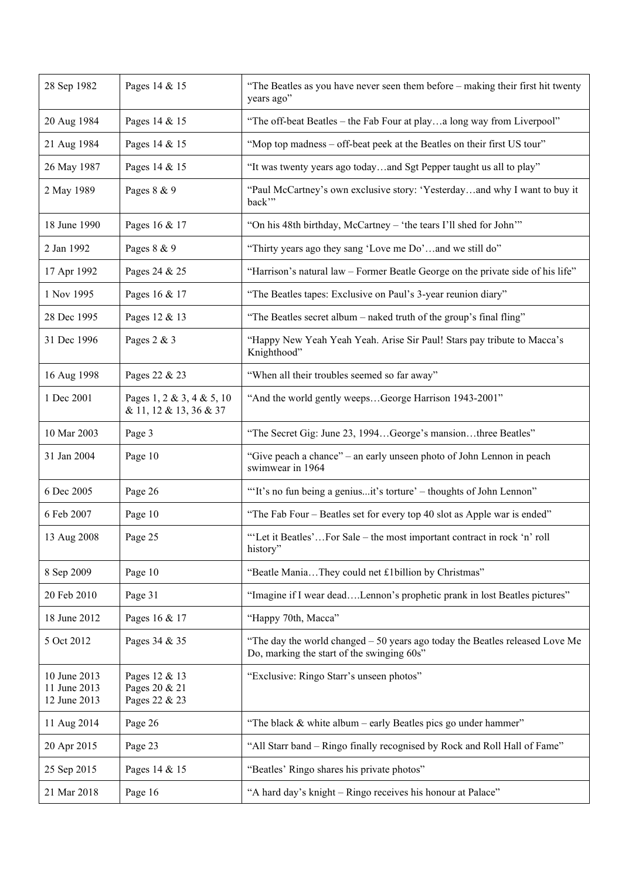| | | |
|---|---|---|
| 28 Sep 1982 | Pages 14 & 15 | "The Beatles as you have never seen them before – making their first hit twenty years ago" |
| 20 Aug 1984 | Pages 14 & 15 | "The off-beat Beatles – the Fab Four at play…a long way from Liverpool" |
| 21 Aug 1984 | Pages 14 & 15 | "Mop top madness – off-beat peek at the Beatles on their first US tour" |
| 26 May 1987 | Pages 14 & 15 | "It was twenty years ago today…and Sgt Pepper taught us all to play" |
| 2 May 1989 | Pages 8 & 9 | "Paul McCartney's own exclusive story: 'Yesterday…and why I want to buy it back'" |
| 18 June 1990 | Pages 16 & 17 | "On his 48th birthday, McCartney – 'the tears I'll shed for John'" |
| 2 Jan 1992 | Pages 8 & 9 | "Thirty years ago they sang 'Love me Do'…and we still do" |
| 17 Apr 1992 | Pages 24 & 25 | "Harrison's natural law – Former Beatle George on the private side of his life" |
| 1 Nov 1995 | Pages 16 & 17 | "The Beatles tapes: Exclusive on Paul's 3-year reunion diary" |
| 28 Dec 1995 | Pages 12 & 13 | "The Beatles secret album – naked truth of the group's final fling" |
| 31 Dec 1996 | Pages 2 & 3 | "Happy New Yeah Yeah Yeah. Arise Sir Paul! Stars pay tribute to Macca's Knighthood" |
| 16 Aug 1998 | Pages 22 & 23 | "When all their troubles seemed so far away" |
| 1 Dec 2001 | Pages 1, 2 & 3, 4 & 5, 10 & 11, 12 & 13, 36 & 37 | "And the world gently weeps…George Harrison 1943-2001" |
| 10 Mar 2003 | Page 3 | "The Secret Gig: June 23, 1994…George's mansion…three Beatles" |
| 31 Jan 2004 | Page 10 | "Give peach a chance" – an early unseen photo of John Lennon in peach swimwear in 1964 |
| 6 Dec 2005 | Page 26 | "'It's no fun being a genius...it's torture' – thoughts of John Lennon" |
| 6 Feb 2007 | Page 10 | "The Fab Four – Beatles set for every top 40 slot as Apple war is ended" |
| 13 Aug 2008 | Page 25 | "'Let it Beatles'…For Sale – the most important contract in rock 'n' roll history" |
| 8 Sep 2009 | Page 10 | "Beatle Mania…They could net £1billion by Christmas" |
| 20 Feb 2010 | Page 31 | "Imagine if I wear dead….Lennon's prophetic prank in lost Beatles pictures" |
| 18 June 2012 | Pages 16 & 17 | "Happy 70th, Macca" |
| 5 Oct 2012 | Pages 34 & 35 | "The day the world changed – 50 years ago today the Beatles released Love Me Do, marking the start of the swinging 60s" |
| 10 June 2013<br>11 June 2013<br>12 June 2013 | Pages 12 & 13<br>Pages 20 & 21<br>Pages 22 & 23 | "Exclusive: Ringo Starr's unseen photos" |
| 11 Aug 2014 | Page 26 | "The black & white album – early Beatles pics go under hammer" |
| 20 Apr 2015 | Page 23 | "All Starr band – Ringo finally recognised by Rock and Roll Hall of Fame" |
| 25 Sep 2015 | Pages 14 & 15 | "Beatles' Ringo shares his private photos" |
| 21 Mar 2018 | Page 16 | "A hard day's knight – Ringo receives his honour at Palace" |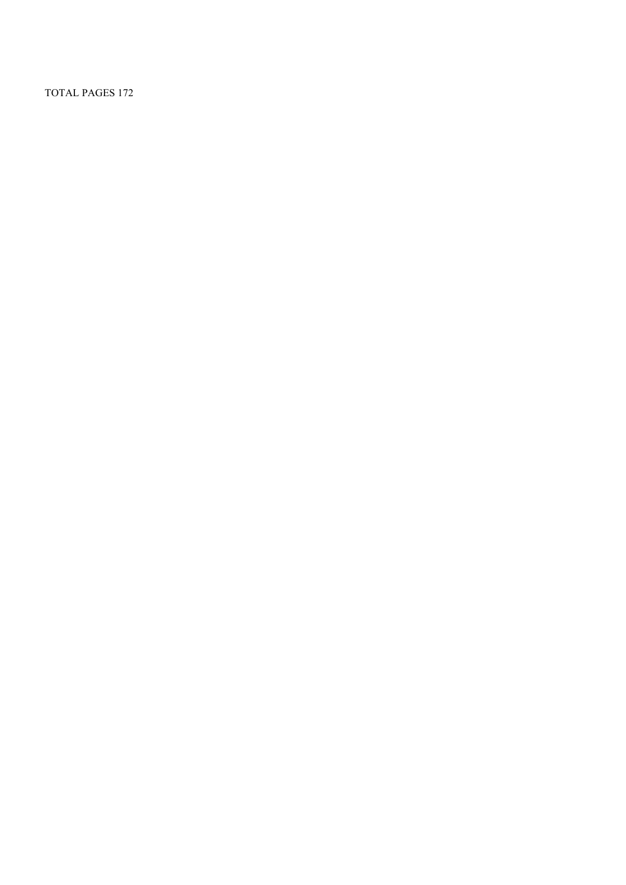TOTAL PAGES 172